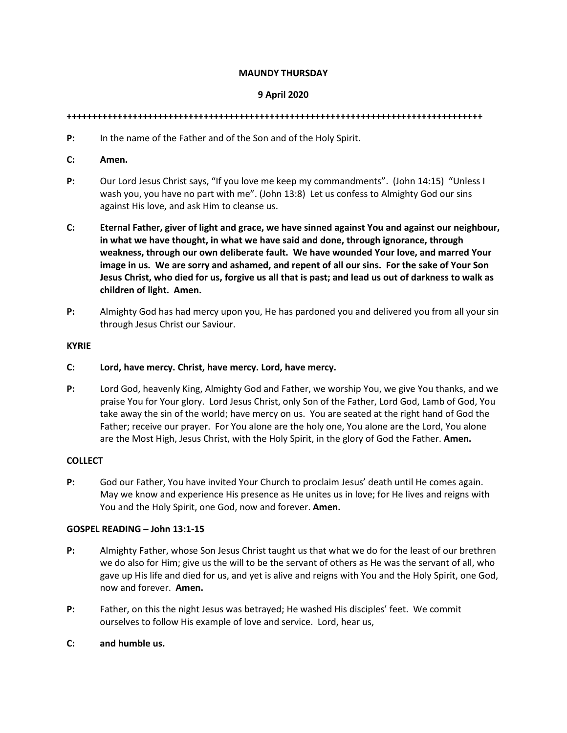**MAUNDY THURSDAY**

**9 April 2020**

+++++++++++++++++++++++++++++++++++++++++++++++++++++++++++++++++++++++++++++++++++++

**P:** In the name of the Father and of the Son and of the Holy Spirit.

**C: Amen.**

**P:** Our Lord Jesus Christ says, "If you love me keep my commandments". (John 14:15) "Unless I wash you, you have no part with me". (John 13:8) Let us confess to Almighty God our sins against His love, and ask Him to cleanse us.

**C: Eternal Father, giver of light and grace, we have sinned against You and against our neighbour, in what we have thought, in what we have said and done, through ignorance, through weakness, through our own deliberate fault. We have wounded Your love, and marred Your image in us. We are sorry and ashamed, and repent of all our sins. For the sake of Your Son Jesus Christ, who died for us, forgive us all that is past; and lead us out of darkness to walk as children of light. Amen.**

**P:** Almighty God has had mercy upon you, He has pardoned you and delivered you from all your sin through Jesus Christ our Saviour.

**KYRIE**

**C: Lord, have mercy. Christ, have mercy. Lord, have mercy.**

**P:** Lord God, heavenly King, Almighty God and Father, we worship You, we give You thanks, and we praise You for Your glory. Lord Jesus Christ, only Son of the Father, Lord God, Lamb of God, You take away the sin of the world; have mercy on us. You are seated at the right hand of God the Father; receive our prayer. For You alone are the holy one, You alone are the Lord, You alone are the Most High, Jesus Christ, with the Holy Spirit, in the glory of God the Father. **Amen.**

**COLLECT**

**P:** God our Father, You have invited Your Church to proclaim Jesus' death until He comes again. May we know and experience His presence as He unites us in love; for He lives and reigns with You and the Holy Spirit, one God, now and forever. **Amen.**

**GOSPEL READING – John 13:1-15**

**P:** Almighty Father, whose Son Jesus Christ taught us that what we do for the least of our brethren we do also for Him; give us the will to be the servant of others as He was the servant of all, who gave up His life and died for us, and yet is alive and reigns with You and the Holy Spirit, one God, now and forever. **Amen.**

**P:** Father, on this the night Jesus was betrayed; He washed His disciples' feet. We commit ourselves to follow His example of love and service. Lord, hear us,

**C: and humble us.**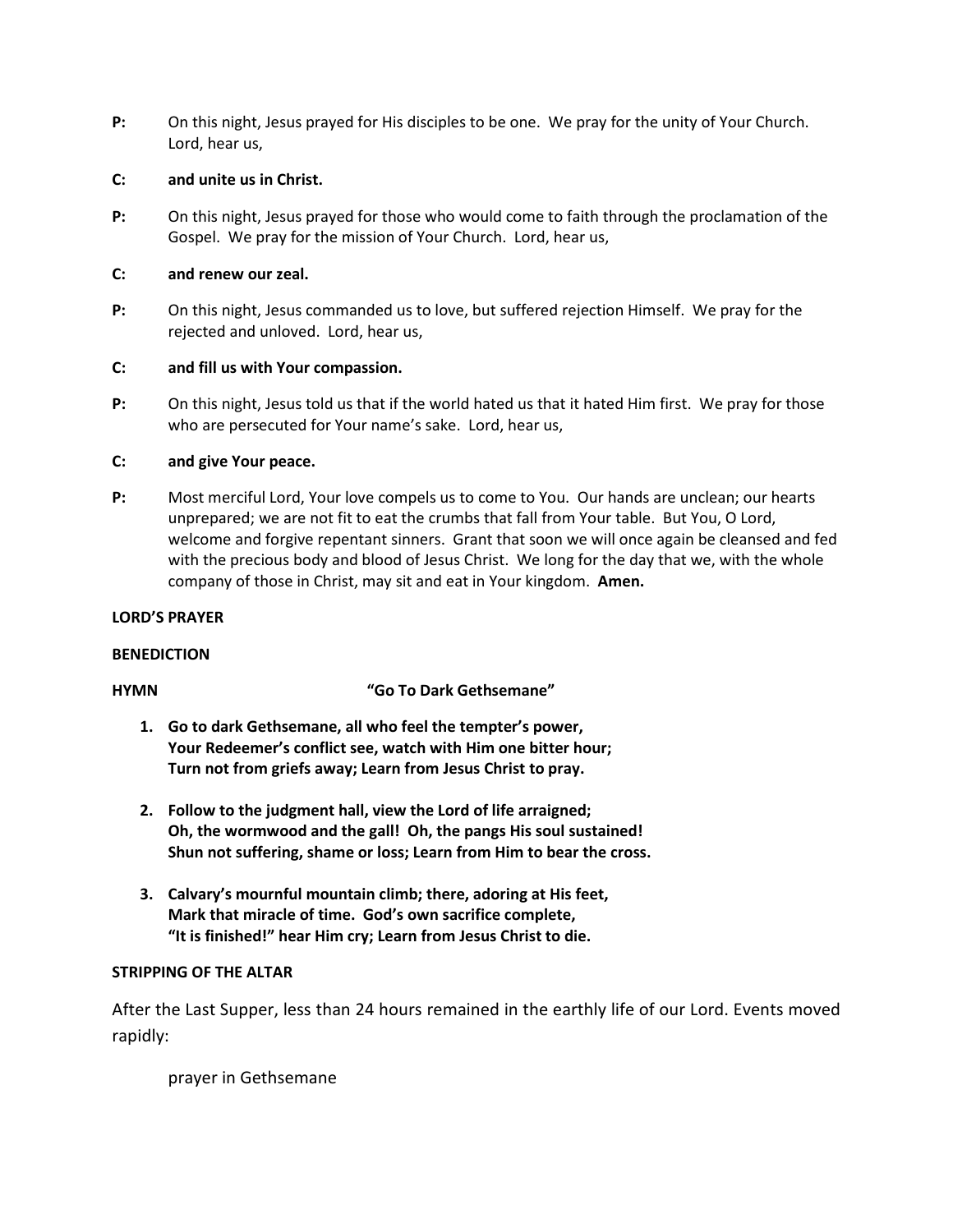**P:** On this night, Jesus prayed for His disciples to be one. We pray for the unity of Your Church. Lord, hear us,

**C: and unite us in Christ.**

**P:** On this night, Jesus prayed for those who would come to faith through the proclamation of the Gospel. We pray for the mission of Your Church. Lord, hear us,

**C: and renew our zeal.**

**P:** On this night, Jesus commanded us to love, but suffered rejection Himself. We pray for the rejected and unloved. Lord, hear us,

**C: and fill us with Your compassion.**

**P:** On this night, Jesus told us that if the world hated us that it hated Him first. We pray for those who are persecuted for Your name's sake. Lord, hear us,

**C: and give Your peace.**

**P:** Most merciful Lord, Your love compels us to come to You. Our hands are unclean; our hearts unprepared; we are not fit to eat the crumbs that fall from Your table. But You, O Lord, welcome and forgive repentant sinners. Grant that soon we will once again be cleansed and fed with the precious body and blood of Jesus Christ. We long for the day that we, with the whole company of those in Christ, may sit and eat in Your kingdom. **Amen.**

**LORD'S PRAYER**

**BENEDICTION**

**HYMN "Go To Dark Gethsemane"**

1. **Go to dark Gethsemane, all who feel the tempter's power,**
   **Your Redeemer's conflict see, watch with Him one bitter hour;**
   **Turn not from griefs away; Learn from Jesus Christ to pray.**

2. **Follow to the judgment hall, view the Lord of life arraigned;**
   **Oh, the wormwood and the gall! Oh, the pangs His soul sustained!**
   **Shun not suffering, shame or loss; Learn from Him to bear the cross.**

3. **Calvary's mournful mountain climb; there, adoring at His feet,**
   **Mark that miracle of time. God's own sacrifice complete,**
   **"It is finished!" hear Him cry; Learn from Jesus Christ to die.**

**STRIPPING OF THE ALTAR**

After the Last Supper, less than 24 hours remained in the earthly life of our Lord. Events moved rapidly:

prayer in Gethsemane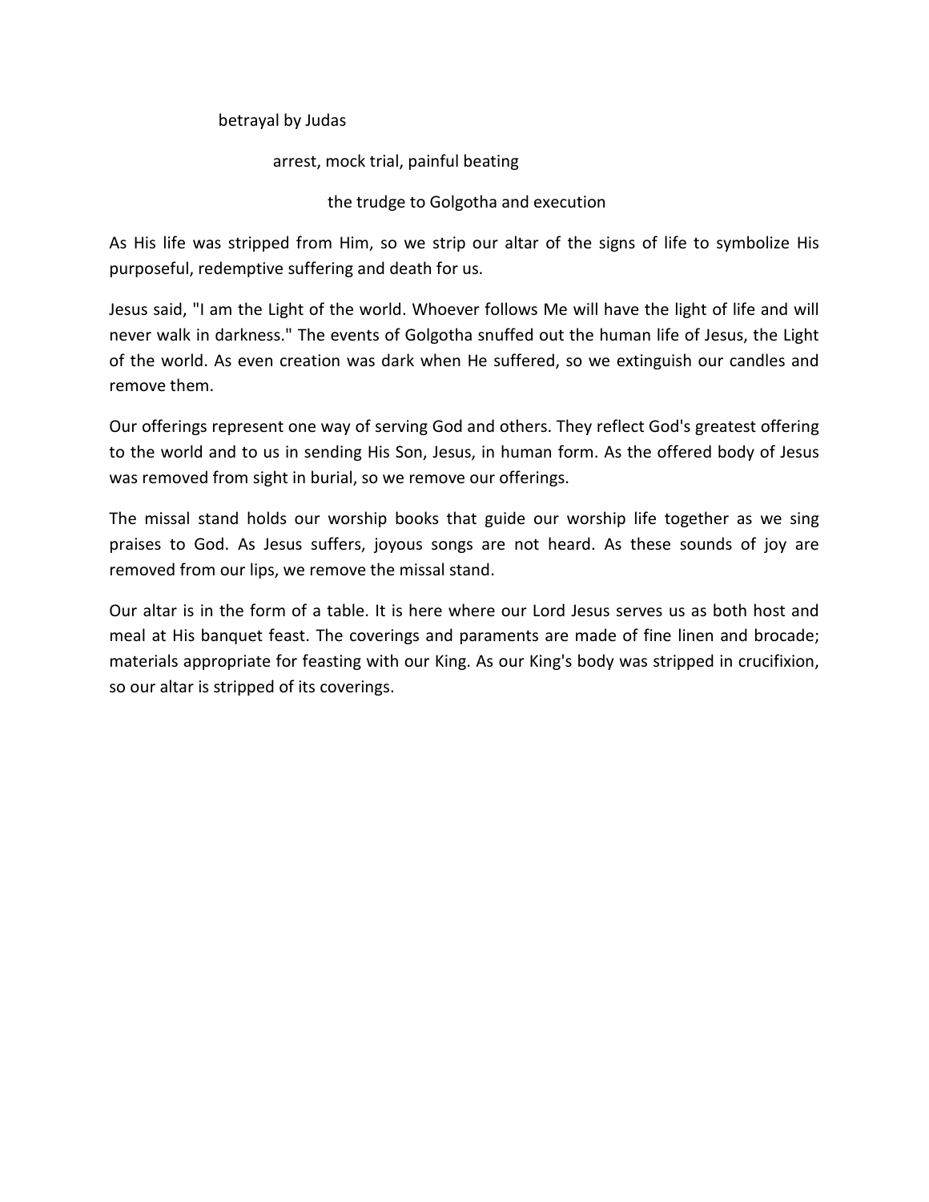betrayal by Judas

arrest, mock trial, painful beating

the trudge to Golgotha and execution

As His life was stripped from Him, so we strip our altar of the signs of life to symbolize His purposeful, redemptive suffering and death for us.

Jesus said, "I am the Light of the world. Whoever follows Me will have the light of life and will never walk in darkness." The events of Golgotha snuffed out the human life of Jesus, the Light of the world. As even creation was dark when He suffered, so we extinguish our candles and remove them.

Our offerings represent one way of serving God and others. They reflect God's greatest offering to the world and to us in sending His Son, Jesus, in human form. As the offered body of Jesus was removed from sight in burial, so we remove our offerings.

The missal stand holds our worship books that guide our worship life together as we sing praises to God. As Jesus suffers, joyous songs are not heard. As these sounds of joy are removed from our lips, we remove the missal stand.

Our altar is in the form of a table. It is here where our Lord Jesus serves us as both host and meal at His banquet feast. The coverings and paraments are made of fine linen and brocade; materials appropriate for feasting with our King. As our King's body was stripped in crucifixion, so our altar is stripped of its coverings.